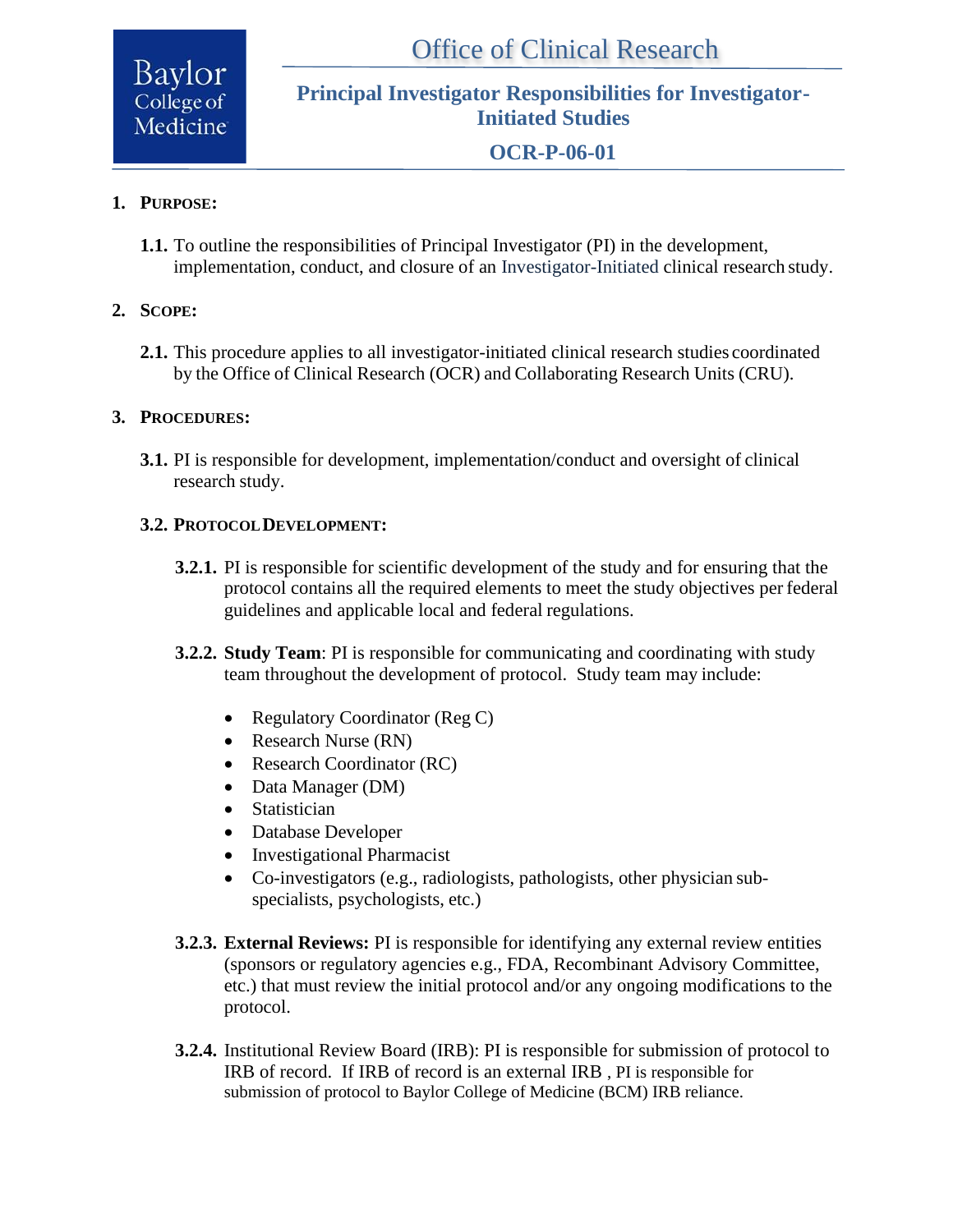Baylor College of Medicine

# Office of Clinical Research

## Principal Investigator Responsibilities for Investigator-Initiated Studies

## OCR-P-06-01

**1. PURPOSE:**

**1.1.** To outline the responsibilities of Principal Investigator (PI) in the development, implementation, conduct, and closure of an Investigator-Initiated clinical research study.

**2. SCOPE:**

**2.1.** This procedure applies to all investigator-initiated clinical research studies coordinated by the Office of Clinical Research (OCR) and Collaborating Research Units (CRU).

**3. PROCEDURES:**

**3.1.** PI is responsible for development, implementation/conduct and oversight of clinical research study.

**3.2. PROTOCOL DEVELOPMENT:**

**3.2.1.** PI is responsible for scientific development of the study and for ensuring that the protocol contains all the required elements to meet the study objectives per federal guidelines and applicable local and federal regulations.

**3.2.2. Study Team**: PI is responsible for communicating and coordinating with study team throughout the development of protocol. Study team may include:

- Regulatory Coordinator (Reg C)
- Research Nurse (RN)
- Research Coordinator (RC)
- Data Manager (DM)
- Statistician
- Database Developer
- Investigational Pharmacist
- Co-investigators (e.g., radiologists, pathologists, other physician sub-specialists, psychologists, etc.)

**3.2.3. External Reviews:** PI is responsible for identifying any external review entities (sponsors or regulatory agencies e.g., FDA, Recombinant Advisory Committee, etc.) that must review the initial protocol and/or any ongoing modifications to the protocol.

**3.2.4.** Institutional Review Board (IRB): PI is responsible for submission of protocol to IRB of record. If IRB of record is an external IRB , PI is responsible for submission of protocol to Baylor College of Medicine (BCM) IRB reliance.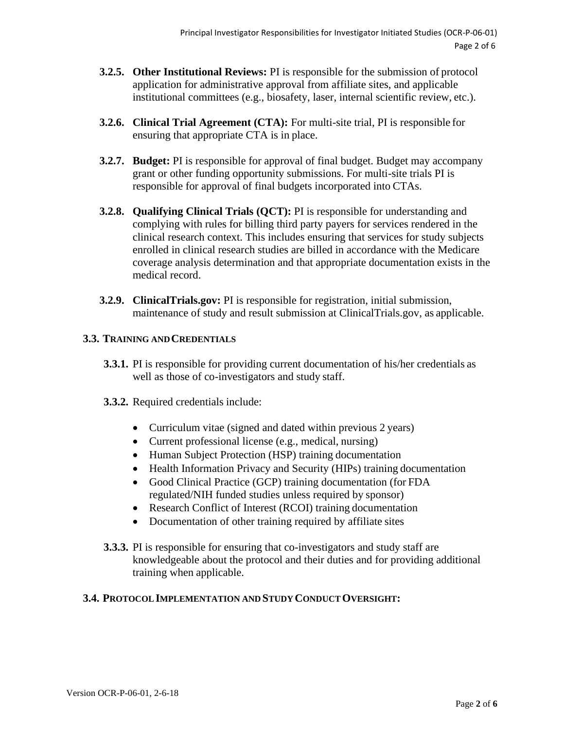**3.2.5. Other Institutional Reviews:** PI is responsible for the submission of protocol application for administrative approval from affiliate sites, and applicable institutional committees (e.g., biosafety, laser, internal scientific review, etc.).

**3.2.6. Clinical Trial Agreement (CTA):** For multi-site trial, PI is responsible for ensuring that appropriate CTA is in place.

**3.2.7. Budget:** PI is responsible for approval of final budget. Budget may accompany grant or other funding opportunity submissions. For multi-site trials PI is responsible for approval of final budgets incorporated into CTAs.

**3.2.8. Qualifying Clinical Trials (QCT):** PI is responsible for understanding and complying with rules for billing third party payers for services rendered in the clinical research context. This includes ensuring that services for study subjects enrolled in clinical research studies are billed in accordance with the Medicare coverage analysis determination and that appropriate documentation exists in the medical record.

**3.2.9. ClinicalTrials.gov:** PI is responsible for registration, initial submission, maintenance of study and result submission at ClinicalTrials.gov, as applicable.

### 3.3. TRAINING AND CREDENTIALS

**3.3.1.** PI is responsible for providing current documentation of his/her credentials as well as those of co-investigators and study staff.

**3.3.2.** Required credentials include:

- Curriculum vitae (signed and dated within previous 2 years)
- Current professional license (e.g., medical, nursing)
- Human Subject Protection (HSP) training documentation
- Health Information Privacy and Security (HIPs) training documentation
- Good Clinical Practice (GCP) training documentation (for FDA regulated/NIH funded studies unless required by sponsor)
- Research Conflict of Interest (RCOI) training documentation
- Documentation of other training required by affiliate sites

**3.3.3.** PI is responsible for ensuring that co-investigators and study staff are knowledgeable about the protocol and their duties and for providing additional training when applicable.

### 3.4. PROTOCOL IMPLEMENTATION AND STUDY CONDUCT OVERSIGHT: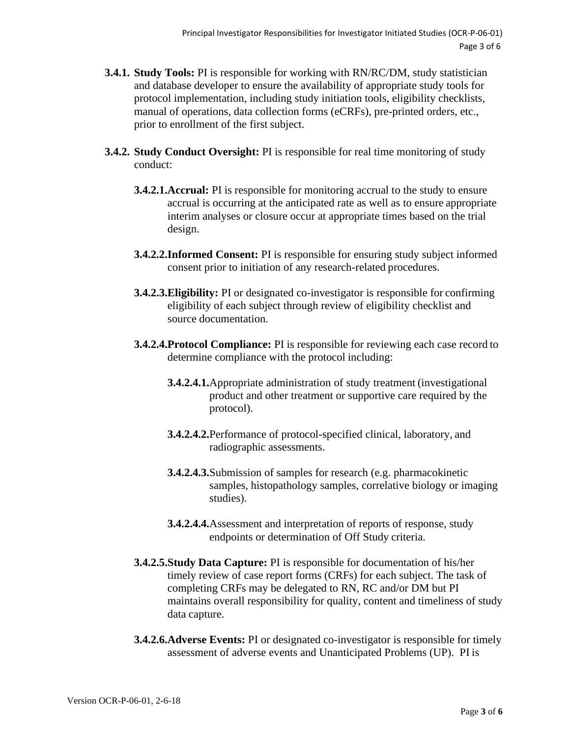**3.4.1. Study Tools:** PI is responsible for working with RN/RC/DM, study statistician and database developer to ensure the availability of appropriate study tools for protocol implementation, including study initiation tools, eligibility checklists, manual of operations, data collection forms (eCRFs), pre-printed orders, etc., prior to enrollment of the first subject.

**3.4.2. Study Conduct Oversight:** PI is responsible for real time monitoring of study conduct:

**3.4.2.1. Accrual:** PI is responsible for monitoring accrual to the study to ensure accrual is occurring at the anticipated rate as well as to ensure appropriate interim analyses or closure occur at appropriate times based on the trial design.

**3.4.2.2. Informed Consent:** PI is responsible for ensuring study subject informed consent prior to initiation of any research-related procedures.

**3.4.2.3. Eligibility:** PI or designated co-investigator is responsible for confirming eligibility of each subject through review of eligibility checklist and source documentation.

**3.4.2.4. Protocol Compliance:** PI is responsible for reviewing each case record to determine compliance with the protocol including:

**3.4.2.4.1.** Appropriate administration of study treatment (investigational product and other treatment or supportive care required by the protocol).

**3.4.2.4.2.** Performance of protocol-specified clinical, laboratory, and radiographic assessments.

**3.4.2.4.3.** Submission of samples for research (e.g. pharmacokinetic samples, histopathology samples, correlative biology or imaging studies).

**3.4.2.4.4.** Assessment and interpretation of reports of response, study endpoints or determination of Off Study criteria.

**3.4.2.5. Study Data Capture:** PI is responsible for documentation of his/her timely review of case report forms (CRFs) for each subject. The task of completing CRFs may be delegated to RN, RC and/or DM but PI maintains overall responsibility for quality, content and timeliness of study data capture.

**3.4.2.6. Adverse Events:** PI or designated co-investigator is responsible for timely assessment of adverse events and Unanticipated Problems (UP). PI is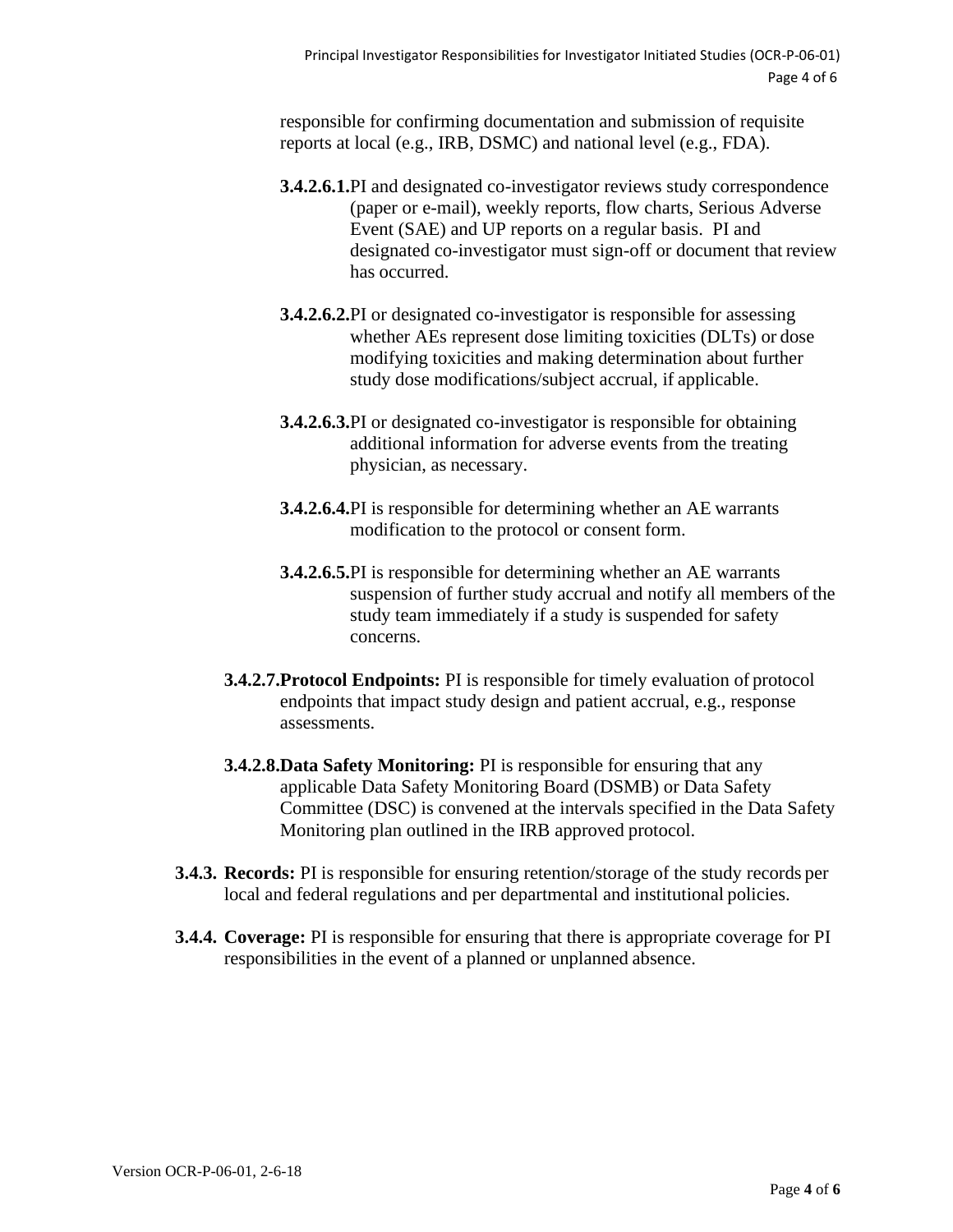responsible for confirming documentation and submission of requisite reports at local (e.g., IRB, DSMC) and national level (e.g., FDA).

**3.4.2.6.1.** PI and designated co-investigator reviews study correspondence (paper or e-mail), weekly reports, flow charts, Serious Adverse Event (SAE) and UP reports on a regular basis. PI and designated co-investigator must sign-off or document that review has occurred.

**3.4.2.6.2.** PI or designated co-investigator is responsible for assessing whether AEs represent dose limiting toxicities (DLTs) or dose modifying toxicities and making determination about further study dose modifications/subject accrual, if applicable.

**3.4.2.6.3.** PI or designated co-investigator is responsible for obtaining additional information for adverse events from the treating physician, as necessary.

**3.4.2.6.4.** PI is responsible for determining whether an AE warrants modification to the protocol or consent form.

**3.4.2.6.5.** PI is responsible for determining whether an AE warrants suspension of further study accrual and notify all members of the study team immediately if a study is suspended for safety concerns.

**3.4.2.7. Protocol Endpoints:** PI is responsible for timely evaluation of protocol endpoints that impact study design and patient accrual, e.g., response assessments.

**3.4.2.8. Data Safety Monitoring:** PI is responsible for ensuring that any applicable Data Safety Monitoring Board (DSMB) or Data Safety Committee (DSC) is convened at the intervals specified in the Data Safety Monitoring plan outlined in the IRB approved protocol.

**3.4.3. Records:** PI is responsible for ensuring retention/storage of the study records per local and federal regulations and per departmental and institutional policies.

**3.4.4. Coverage:** PI is responsible for ensuring that there is appropriate coverage for PI responsibilities in the event of a planned or unplanned absence.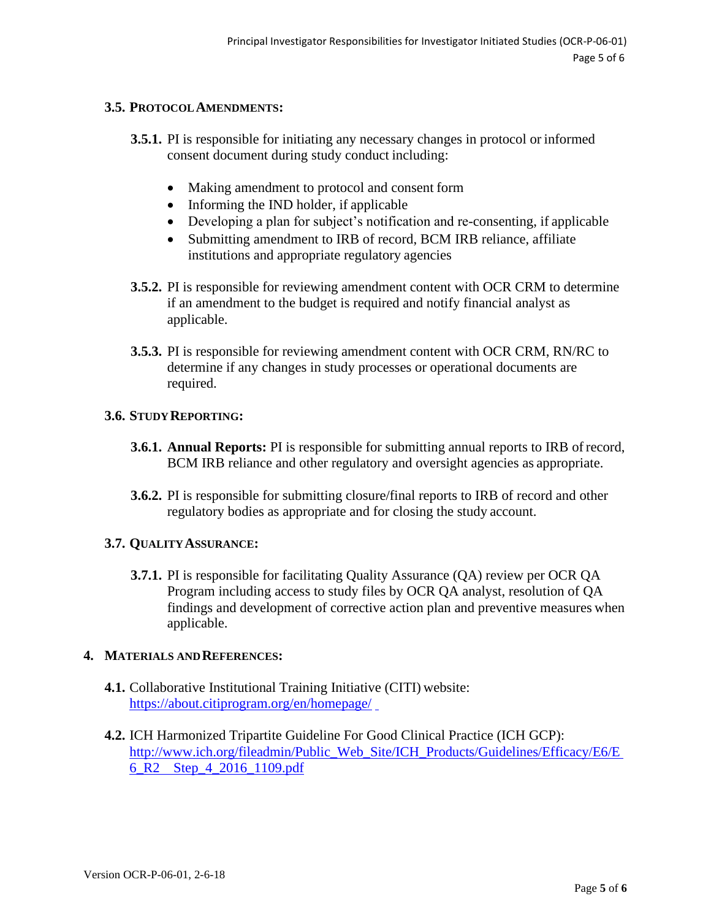### 3.5. Protocol Amendments:

**3.5.1.** PI is responsible for initiating any necessary changes in protocol or informed consent document during study conduct including:

- Making amendment to protocol and consent form
- Informing the IND holder, if applicable
- Developing a plan for subject's notification and re-consenting, if applicable
- Submitting amendment to IRB of record, BCM IRB reliance, affiliate institutions and appropriate regulatory agencies

**3.5.2.** PI is responsible for reviewing amendment content with OCR CRM to determine if an amendment to the budget is required and notify financial analyst as applicable.

**3.5.3.** PI is responsible for reviewing amendment content with OCR CRM, RN/RC to determine if any changes in study processes or operational documents are required.

### 3.6. Study Reporting:

**3.6.1. Annual Reports:** PI is responsible for submitting annual reports to IRB of record, BCM IRB reliance and other regulatory and oversight agencies as appropriate.

**3.6.2.** PI is responsible for submitting closure/final reports to IRB of record and other regulatory bodies as appropriate and for closing the study account.

### 3.7. Quality Assurance:

**3.7.1.** PI is responsible for facilitating Quality Assurance (QA) review per OCR QA Program including access to study files by OCR QA analyst, resolution of QA findings and development of corrective action plan and preventive measures when applicable.

## 4. Materials and References:

**4.1.** Collaborative Institutional Training Initiative (CITI) website: https://about.citiprogram.org/en/homepage/

**4.2.** ICH Harmonized Tripartite Guideline For Good Clinical Practice (ICH GCP): http://www.ich.org/fileadmin/Public_Web_Site/ICH_Products/Guidelines/Efficacy/E6/E6_R2__Step_4_2016_1109.pdf

Version OCR-P-06-01, 2-6-18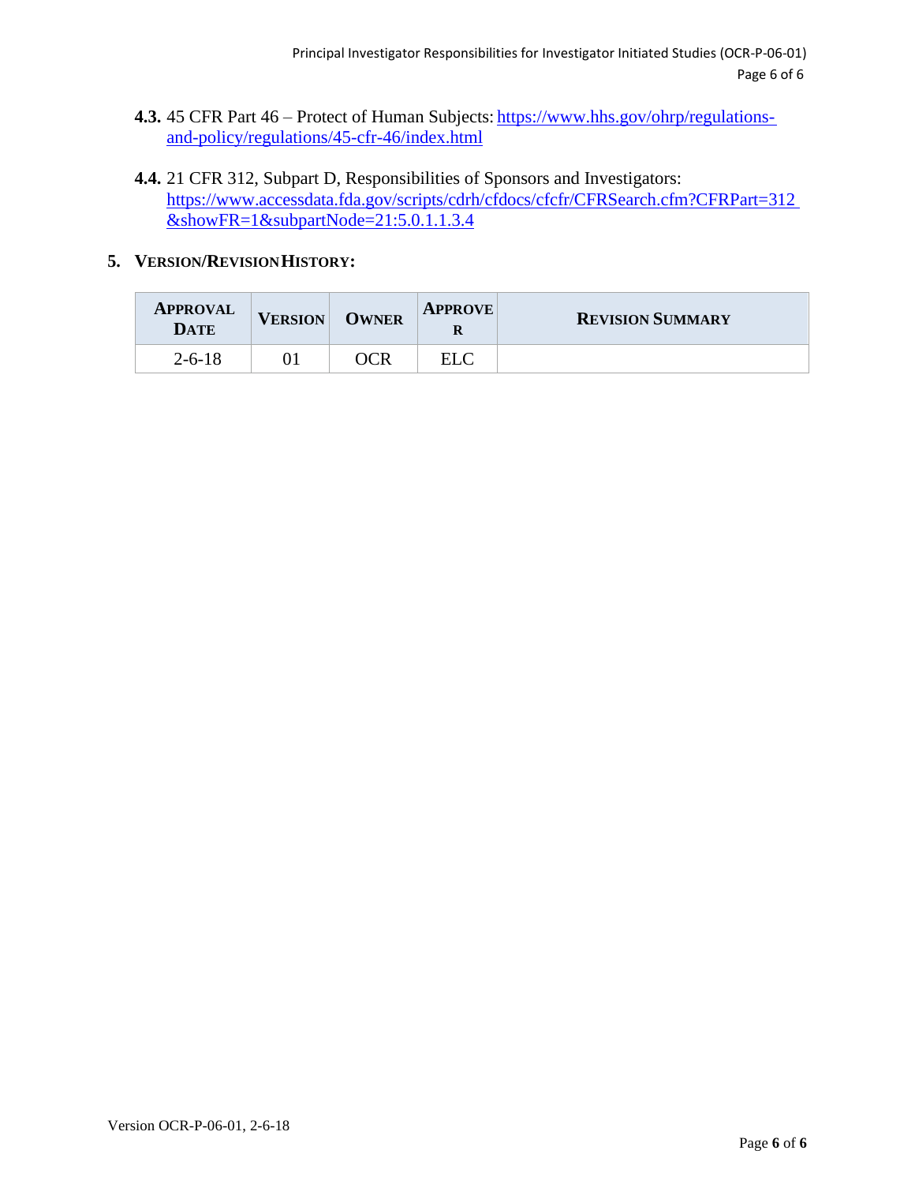**4.3.** 45 CFR Part 46 – Protect of Human Subjects: https://www.hhs.gov/ohrp/regulations-and-policy/regulations/45-cfr-46/index.html

**4.4.** 21 CFR 312, Subpart D, Responsibilities of Sponsors and Investigators: https://www.accessdata.fda.gov/scripts/cdrh/cfdocs/cfcfr/CFRSearch.cfm?CFRPart=312&showFR=1&subpartNode=21:5.0.1.1.3.4

## 5. VERSION/REVISION HISTORY:

| APPROVAL DATE | VERSION | OWNER | APPROVER | REVISION SUMMARY |
|---|---|---|---|---|
| 2-6-18 | 01 | OCR | ELC | |